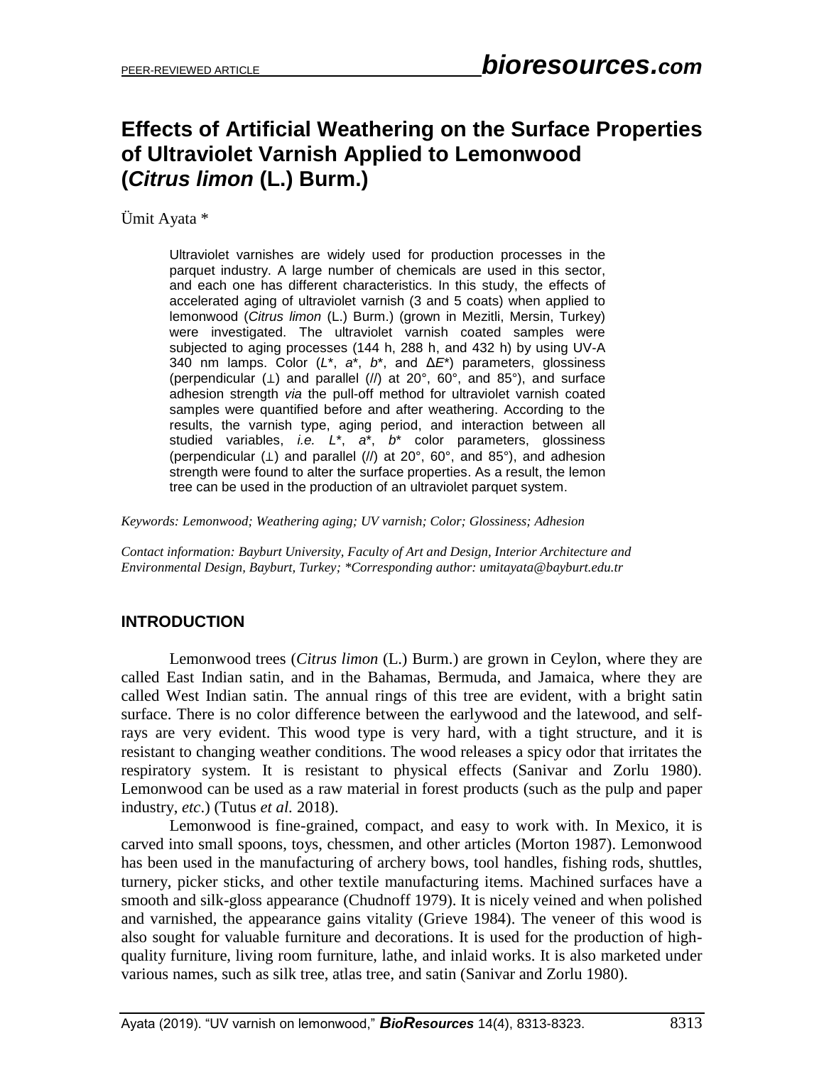# Effects of Artificial Weathering on the Surface Properties of Ultraviolet Varnish Applied to Lemonwood (*Citrus limon* (L.) Burm.)

Ümit Ayata *

Ultraviolet varnishes are widely used for production processes in the parquet industry. A large number of chemicals are used in this sector, and each one has different characteristics. In this study, the effects of accelerated aging of ultraviolet varnish (3 and 5 coats) when applied to lemonwood (*Citrus limon* (L.) Burm.) (grown in Mezitli, Mersin, Turkey) were investigated. The ultraviolet varnish coated samples were subjected to aging processes (144 h, 288 h, and 432 h) by using UV-A 340 nm lamps. Color ($L^*$, $a^*$, $b^*$, and $\Delta E^*$) parameters, glossiness (perpendicular (⊥) and parallel (//) at 20°, 60°, and 85°), and surface adhesion strength *via* the pull-off method for ultraviolet varnish coated samples were quantified before and after weathering. According to the results, the varnish type, aging period, and interaction between all studied variables, *i.e.* $L^*$, $a^*$, $b^*$ color parameters, glossiness (perpendicular (⊥) and parallel (//) at 20°, 60°, and 85°), and adhesion strength were found to alter the surface properties. As a result, the lemon tree can be used in the production of an ultraviolet parquet system.

*Keywords: Lemonwood; Weathering aging; UV varnish; Color; Glossiness; Adhesion*

*Contact information: Bayburt University, Faculty of Art and Design, Interior Architecture and Environmental Design, Bayburt, Turkey; \*Corresponding author: umitayata@bayburt.edu.tr*

## INTRODUCTION

Lemonwood trees (*Citrus limon* (L.) Burm.) are grown in Ceylon, where they are called East Indian satin, and in the Bahamas, Bermuda, and Jamaica, where they are called West Indian satin. The annual rings of this tree are evident, with a bright satin surface. There is no color difference between the earlywood and the latewood, and self-rays are very evident. This wood type is very hard, with a tight structure, and it is resistant to changing weather conditions. The wood releases a spicy odor that irritates the respiratory system. It is resistant to physical effects (Sanivar and Zorlu 1980). Lemonwood can be used as a raw material in forest products (such as the pulp and paper industry, *etc*.) (Tutus *et al.* 2018).

Lemonwood is fine-grained, compact, and easy to work with. In Mexico, it is carved into small spoons, toys, chessmen, and other articles (Morton 1987). Lemonwood has been used in the manufacturing of archery bows, tool handles, fishing rods, shuttles, turnery, picker sticks, and other textile manufacturing items. Machined surfaces have a smooth and silk-gloss appearance (Chudnoff 1979). It is nicely veined and when polished and varnished, the appearance gains vitality (Grieve 1984). The veneer of this wood is also sought for valuable furniture and decorations. It is used for the production of high-quality furniture, living room furniture, lathe, and inlaid works. It is also marketed under various names, such as silk tree, atlas tree, and satin (Sanivar and Zorlu 1980).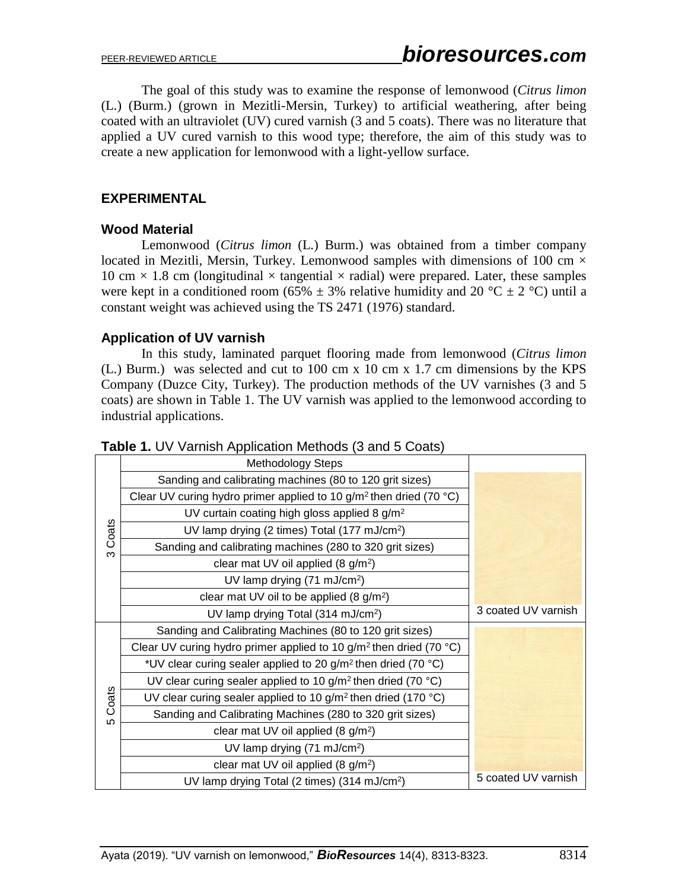The goal of this study was to examine the response of lemonwood (*Citrus limon* (L.) (Burm.) (grown in Mezitli-Mersin, Turkey) to artificial weathering, after being coated with an ultraviolet (UV) cured varnish (3 and 5 coats). There was no literature that applied a UV cured varnish to this wood type; therefore, the aim of this study was to create a new application for lemonwood with a light-yellow surface.

## EXPERIMENTAL

### Wood Material

Lemonwood (*Citrus limon* (L.) Burm.) was obtained from a timber company located in Mezitli, Mersin, Turkey. Lemonwood samples with dimensions of 100 cm × 10 cm × 1.8 cm (longitudinal × tangential × radial) were prepared. Later, these samples were kept in a conditioned room (65% ± 3% relative humidity and 20 °C ± 2 °C) until a constant weight was achieved using the TS 2471 (1976) standard.

### Application of UV varnish

In this study, laminated parquet flooring made from lemonwood (*Citrus limon* (L.) Burm.) was selected and cut to 100 cm x 10 cm x 1.7 cm dimensions by the KPS Company (Duzce City, Turkey). The production methods of the UV varnishes (3 and 5 coats) are shown in Table 1. The UV varnish was applied to the lemonwood according to industrial applications.

**Table 1.** UV Varnish Application Methods (3 and 5 Coats)

| | Methodology Steps | |
|---|---|---|
| 3 Coats | Sanding and calibrating machines (80 to 120 grit sizes) | 3 coated UV varnish |
| | Clear UV curing hydro primer applied to 10 g/m² then dried (70 °C) | |
| | UV curtain coating high gloss applied 8 g/m² | |
| | UV lamp drying (2 times) Total (177 mJ/cm²) | |
| | Sanding and calibrating machines (280 to 320 grit sizes) | |
| | clear mat UV oil applied (8 g/m²) | |
| | UV lamp drying (71 mJ/cm²) | |
| | clear mat UV oil to be applied (8 g/m²) | |
| | UV lamp drying Total (314 mJ/cm²) | |
| 5 Coats | Sanding and Calibrating Machines (80 to 120 grit sizes) | 5 coated UV varnish |
| | Clear UV curing hydro primer applied to 10 g/m² then dried (70 °C) | |
| | *UV clear curing sealer applied to 20 g/m² then dried (70 °C) | |
| | UV clear curing sealer applied to 10 g/m² then dried (70 °C) | |
| | UV clear curing sealer applied to 10 g/m² then dried (170 °C) | |
| | Sanding and Calibrating Machines (280 to 320 grit sizes) | |
| | clear mat UV oil applied (8 g/m²) | |
| | UV lamp drying (71 mJ/cm²) | |
| | clear mat UV oil applied (8 g/m²) | |
| | UV lamp drying Total (2 times) (314 mJ/cm²) | |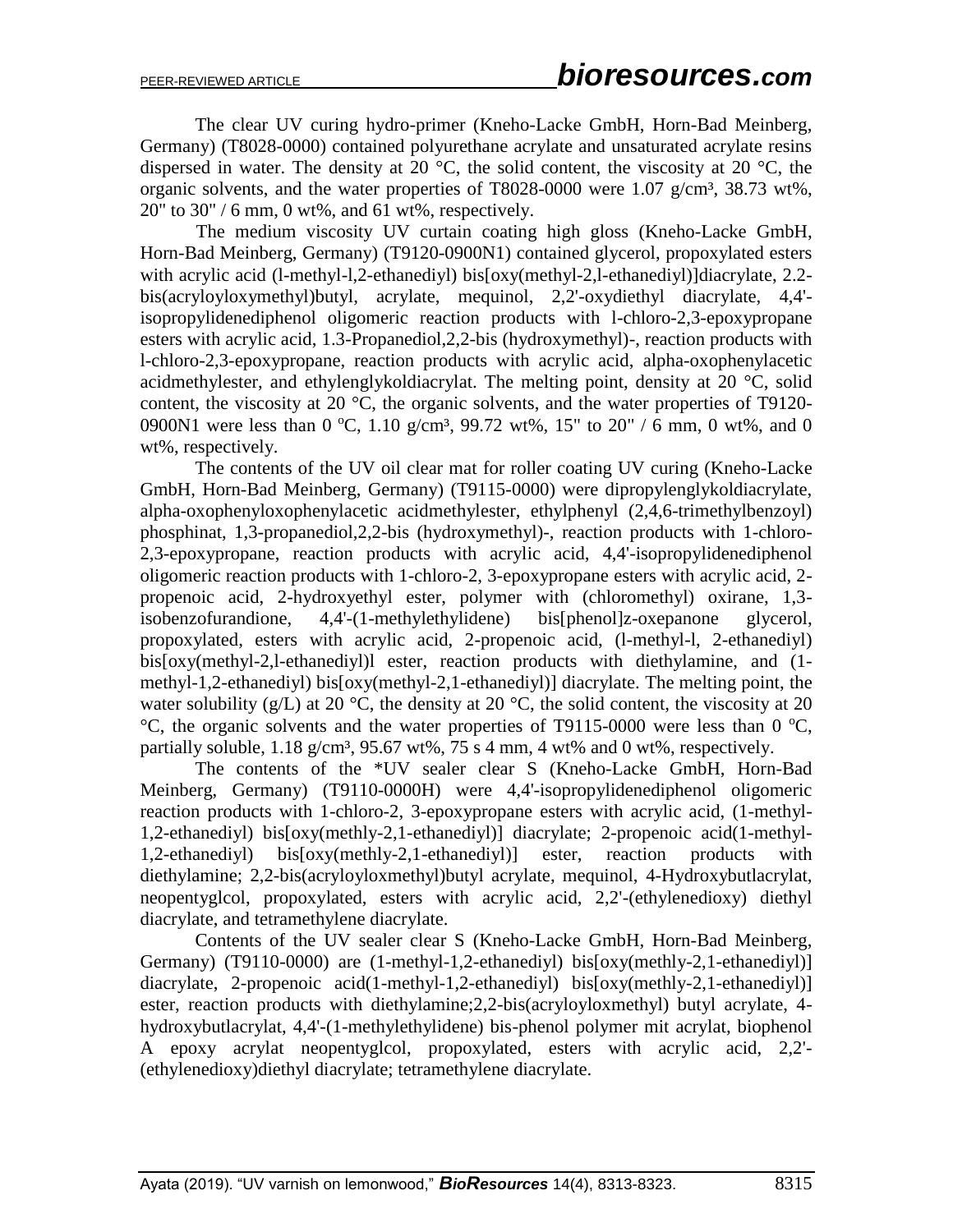The clear UV curing hydro-primer (Kneho-Lacke GmbH, Horn-Bad Meinberg, Germany) (T8028-0000) contained polyurethane acrylate and unsaturated acrylate resins dispersed in water. The density at 20 °C, the solid content, the viscosity at 20 °C, the organic solvents, and the water properties of T8028-0000 were 1.07 g/cm³, 38.73 wt%, 20" to 30" / 6 mm, 0 wt%, and 61 wt%, respectively.

The medium viscosity UV curtain coating high gloss (Kneho-Lacke GmbH, Horn-Bad Meinberg, Germany) (T9120-0900N1) contained glycerol, propoxylated esters with acrylic acid (l-methyl-l,2-ethanediyl) bis[oxy(methyl-2,l-ethanediyl)]diacrylate, 2.2-bis(acryloyloxymethyl)butyl, acrylate, mequinol, 2,2'-oxydiethyl diacrylate, 4,4'-isopropylidenediphenol oligomeric reaction products with l-chloro-2,3-epoxypropane esters with acrylic acid, 1.3-Propanediol,2,2-bis (hydroxymethyl)-, reaction products with l-chloro-2,3-epoxypropane, reaction products with acrylic acid, alpha-oxophenylacetic acidmethylester, and ethylenglykoldiacrylat. The melting point, density at 20 °C, solid content, the viscosity at 20 °C, the organic solvents, and the water properties of T9120-0900N1 were less than 0 °C, 1.10 g/cm³, 99.72 wt%, 15" to 20" / 6 mm, 0 wt%, and 0 wt%, respectively.

The contents of the UV oil clear mat for roller coating UV curing (Kneho-Lacke GmbH, Horn-Bad Meinberg, Germany) (T9115-0000) were dipropylenglykoldiacrylate, alpha-oxophenyloxophenylacetic acidmethylester, ethylphenyl (2,4,6-trimethylbenzoyl) phosphinat, 1,3-propanediol,2,2-bis (hydroxymethyl)-, reaction products with 1-chloro-2,3-epoxypropane, reaction products with acrylic acid, 4,4'-isopropylidenediphenol oligomeric reaction products with 1-chloro-2, 3-epoxypropane esters with acrylic acid, 2-propenoic acid, 2-hydroxyethyl ester, polymer with (chloromethyl) oxirane, 1,3-isobenzofurandione, 4,4'-(1-methylethylidene) bis[phenol]z-oxepanone glycerol, propoxylated, esters with acrylic acid, 2-propenoic acid, (l-methyl-l, 2-ethanediyl) bis[oxy(methyl-2,l-ethanediyl)l ester, reaction products with diethylamine, and (1-methyl-1,2-ethanediyl) bis[oxy(methyl-2,1-ethanediyl)] diacrylate. The melting point, the water solubility (g/L) at 20 °C, the density at 20 °C, the solid content, the viscosity at 20 °C, the organic solvents and the water properties of T9115-0000 were less than 0 °C, partially soluble, 1.18 g/cm³, 95.67 wt%, 75 s 4 mm, 4 wt% and 0 wt%, respectively.

The contents of the *UV sealer clear S (Kneho-Lacke GmbH, Horn-Bad Meinberg, Germany) (T9110-0000H) were 4,4'-isopropylidenediphenol oligomeric reaction products with 1-chloro-2, 3-epoxypropane esters with acrylic acid, (1-methyl-1,2-ethanediyl) bis[oxy(methly-2,1-ethanediyl)] diacrylate; 2-propenoic acid(1-methyl-1,2-ethanediyl) bis[oxy(methly-2,1-ethanediyl)] ester, reaction products with diethylamine; 2,2-bis(acryloyloxmethyl)butyl acrylate, mequinol, 4-Hydroxybutlacrylat, neopentyglcol, propoxylated, esters with acrylic acid, 2,2'-(ethylenedioxy) diethyl diacrylate, and tetramethylene diacrylate.

Contents of the UV sealer clear S (Kneho-Lacke GmbH, Horn-Bad Meinberg, Germany) (T9110-0000) are (1-methyl-1,2-ethanediyl) bis[oxy(methly-2,1-ethanediyl)] diacrylate, 2-propenoic acid(1-methyl-1,2-ethanediyl) bis[oxy(methly-2,1-ethanediyl)] ester, reaction products with diethylamine;2,2-bis(acryloyloxmethyl) butyl acrylate, 4-hydroxybutlacrylat, 4,4'-(1-methylethylidene) bis-phenol polymer mit acrylat, biophenol A epoxy acrylat neopentyglcol, propoxylated, esters with acrylic acid, 2,2'-(ethylenedioxy)diethyl diacrylate; tetramethylene diacrylate.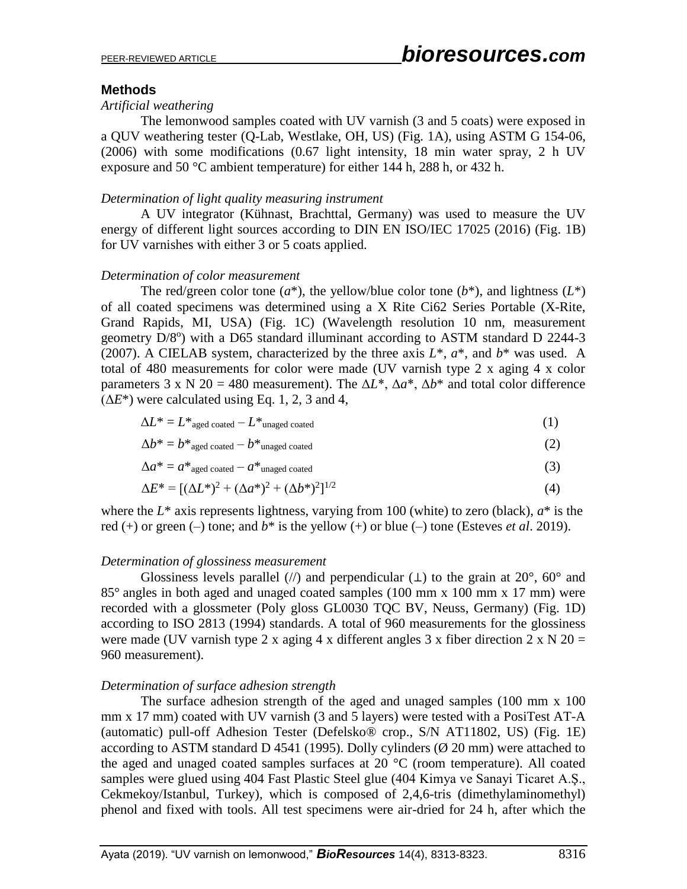## Methods

### *Artificial weathering*

The lemonwood samples coated with UV varnish (3 and 5 coats) were exposed in a QUV weathering tester (Q-Lab, Westlake, OH, US) (Fig. 1A), using ASTM G 154-06, (2006) with some modifications (0.67 light intensity, 18 min water spray, 2 h UV exposure and 50 °C ambient temperature) for either 144 h, 288 h, or 432 h.

### *Determination of light quality measuring instrument*

A UV integrator (Kühnast, Brachttal, Germany) was used to measure the UV energy of different light sources according to DIN EN ISO/IEC 17025 (2016) (Fig. 1B) for UV varnishes with either 3 or 5 coats applied.

### *Determination of color measurement*

The red/green color tone ($a^*$), the yellow/blue color tone ($b^*$), and lightness ($L^*$) of all coated specimens was determined using a X Rite Ci62 Series Portable (X-Rite, Grand Rapids, MI, USA) (Fig. 1C) (Wavelength resolution 10 nm, measurement geometry D/8°) with a D65 standard illuminant according to ASTM standard D 2244-3 (2007). A CIELAB system, characterized by the three axis $L^*$, $a^*$, and $b^*$ was used. A total of 480 measurements for color were made (UV varnish type 2 x aging 4 x color parameters 3 x N 20 = 480 measurement). The $\Delta L^*$, $\Delta a^*$, $\Delta b^*$ and total color difference ($\Delta E^*$) were calculated using Eq. 1, 2, 3 and 4,

$$\Delta L^* = L^*_{\text{aged coated}} - L^*_{\text{unaged coated}} \tag{1}$$

$$\Delta b^* = b^*_{\text{aged coated}} - b^*_{\text{unaged coated}} \tag{2}$$

$$\Delta a^* = a^*_{\text{aged coated}} - a^*_{\text{unaged coated}} \tag{3}$$

$$\Delta E^* = [(\Delta L^*)^2 + (\Delta a^*)^2 + (\Delta b^*)^2]^{1/2} \tag{4}$$

where the $L^*$ axis represents lightness, varying from 100 (white) to zero (black), $a^*$ is the red (+) or green (–) tone; and $b^*$ is the yellow (+) or blue (–) tone (Esteves *et al*. 2019).

### *Determination of glossiness measurement*

Glossiness levels parallel (//) and perpendicular (⊥) to the grain at 20°, 60° and 85° angles in both aged and unaged coated samples (100 mm x 100 mm x 17 mm) were recorded with a glossmeter (Poly gloss GL0030 TQC BV, Neuss, Germany) (Fig. 1D) according to ISO 2813 (1994) standards. A total of 960 measurements for the glossiness were made (UV varnish type 2 x aging 4 x different angles 3 x fiber direction 2 x N 20 = 960 measurement).

### *Determination of surface adhesion strength*

The surface adhesion strength of the aged and unaged samples (100 mm x 100 mm x 17 mm) coated with UV varnish (3 and 5 layers) were tested with a PosiTest AT-A (automatic) pull-off Adhesion Tester (Defelsko® crop., S/N AT11802, US) (Fig. 1E) according to ASTM standard D 4541 (1995). Dolly cylinders (Ø 20 mm) were attached to the aged and unaged coated samples surfaces at 20 °C (room temperature). All coated samples were glued using 404 Fast Plastic Steel glue (404 Kimya ve Sanayi Ticaret A.Ş., Cekmekoy/Istanbul, Turkey), which is composed of 2,4,6-tris (dimethylaminomethyl) phenol and fixed with tools. All test specimens were air-dried for 24 h, after which the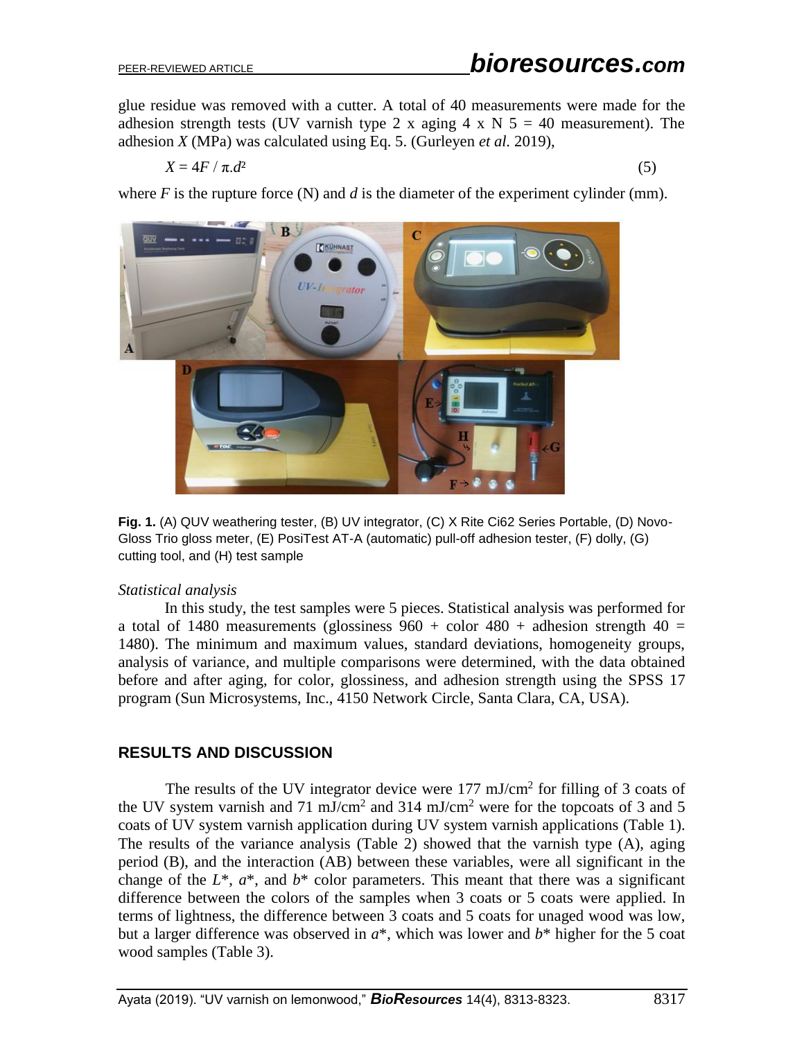glue residue was removed with a cutter. A total of 40 measurements were made for the adhesion strength tests (UV varnish type 2 x aging 4 x N 5 = 40 measurement). The adhesion *X* (MPa) was calculated using Eq. 5. (Gurleyen *et al.* 2019),

$$X = 4F / \pi . d^2 \tag{5}$$

where *F* is the rupture force (N) and *d* is the diameter of the experiment cylinder (mm).

**Fig. 1.** (A) QUV weathering tester, (B) UV integrator, (C) X Rite Ci62 Series Portable, (D) Novo-Gloss Trio gloss meter, (E) PosiTest AT-A (automatic) pull-off adhesion tester, (F) dolly, (G) cutting tool, and (H) test sample

*Statistical analysis*

In this study, the test samples were 5 pieces. Statistical analysis was performed for a total of 1480 measurements (glossiness 960 + color 480 + adhesion strength 40 = 1480). The minimum and maximum values, standard deviations, homogeneity groups, analysis of variance, and multiple comparisons were determined, with the data obtained before and after aging, for color, glossiness, and adhesion strength using the SPSS 17 program (Sun Microsystems, Inc., 4150 Network Circle, Santa Clara, CA, USA).

## RESULTS AND DISCUSSION

The results of the UV integrator device were 177 mJ/cm$^2$ for filling of 3 coats of the UV system varnish and 71 mJ/cm$^2$ and 314 mJ/cm$^2$ were for the topcoats of 3 and 5 coats of UV system varnish application during UV system varnish applications (Table 1). The results of the variance analysis (Table 2) showed that the varnish type (A), aging period (B), and the interaction (AB) between these variables, were all significant in the change of the $L^*$, $a^*$, and $b^*$ color parameters. This meant that there was a significant difference between the colors of the samples when 3 coats or 5 coats were applied. In terms of lightness, the difference between 3 coats and 5 coats for unaged wood was low, but a larger difference was observed in $a^*$, which was lower and $b^*$ higher for the 5 coat wood samples (Table 3).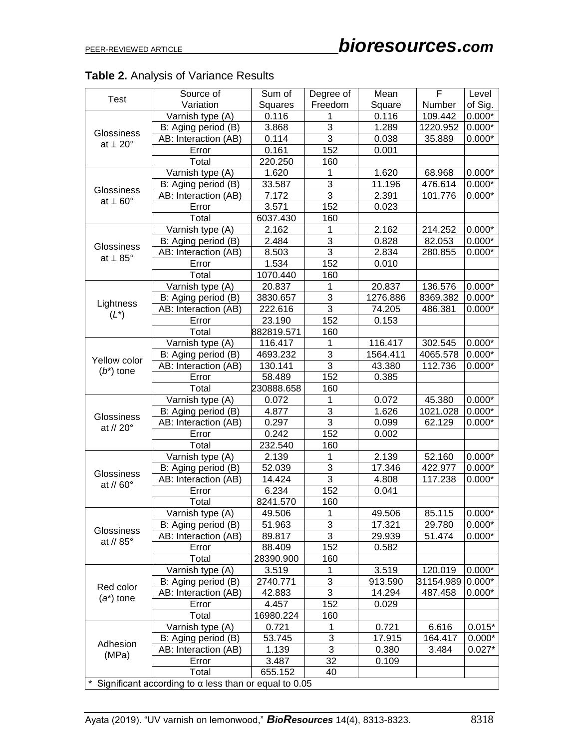**Table 2.** Analysis of Variance Results

| Test | Source of Variation | Sum of Squares | Degree of Freedom | Mean Square | F Number | Level of Sig. |
|---|---|---|---|---|---|---|
| Glossiness at ⊥ 20° | Varnish type (A) | 0.116 | 1 | 0.116 | 109.442 | 0.000* |
| | B: Aging period (B) | 3.868 | 3 | 1.289 | 1220.952 | 0.000* |
| | AB: Interaction (AB) | 0.114 | 3 | 0.038 | 35.889 | 0.000* |
| | Error | 0.161 | 152 | 0.001 | | |
| | Total | 220.250 | 160 | | | |
| Glossiness at ⊥ 60° | Varnish type (A) | 1.620 | 1 | 1.620 | 68.968 | 0.000* |
| | B: Aging period (B) | 33.587 | 3 | 11.196 | 476.614 | 0.000* |
| | AB: Interaction (AB) | 7.172 | 3 | 2.391 | 101.776 | 0.000* |
| | Error | 3.571 | 152 | 0.023 | | |
| | Total | 6037.430 | 160 | | | |
| Glossiness at ⊥ 85° | Varnish type (A) | 2.162 | 1 | 2.162 | 214.252 | 0.000* |
| | B: Aging period (B) | 2.484 | 3 | 0.828 | 82.053 | 0.000* |
| | AB: Interaction (AB) | 8.503 | 3 | 2.834 | 280.855 | 0.000* |
| | Error | 1.534 | 152 | 0.010 | | |
| | Total | 1070.440 | 160 | | | |
| Lightness ($L^*$) | Varnish type (A) | 20.837 | 1 | 20.837 | 136.576 | 0.000* |
| | B: Aging period (B) | 3830.657 | 3 | 1276.886 | 8369.382 | 0.000* |
| | AB: Interaction (AB) | 222.616 | 3 | 74.205 | 486.381 | 0.000* |
| | Error | 23.190 | 152 | 0.153 | | |
| | Total | 882819.571 | 160 | | | |
| Yellow color ($b^*$) tone | Varnish type (A) | 116.417 | 1 | 116.417 | 302.545 | 0.000* |
| | B: Aging period (B) | 4693.232 | 3 | 1564.411 | 4065.578 | 0.000* |
| | AB: Interaction (AB) | 130.141 | 3 | 43.380 | 112.736 | 0.000* |
| | Error | 58.489 | 152 | 0.385 | | |
| | Total | 230888.658 | 160 | | | |
| Glossiness at // 20° | Varnish type (A) | 0.072 | 1 | 0.072 | 45.380 | 0.000* |
| | B: Aging period (B) | 4.877 | 3 | 1.626 | 1021.028 | 0.000* |
| | AB: Interaction (AB) | 0.297 | 3 | 0.099 | 62.129 | 0.000* |
| | Error | 0.242 | 152 | 0.002 | | |
| | Total | 232.540 | 160 | | | |
| Glossiness at // 60° | Varnish type (A) | 2.139 | 1 | 2.139 | 52.160 | 0.000* |
| | B: Aging period (B) | 52.039 | 3 | 17.346 | 422.977 | 0.000* |
| | AB: Interaction (AB) | 14.424 | 3 | 4.808 | 117.238 | 0.000* |
| | Error | 6.234 | 152 | 0.041 | | |
| | Total | 8241.570 | 160 | | | |
| Glossiness at // 85° | Varnish type (A) | 49.506 | 1 | 49.506 | 85.115 | 0.000* |
| | B: Aging period (B) | 51.963 | 3 | 17.321 | 29.780 | 0.000* |
| | AB: Interaction (AB) | 89.817 | 3 | 29.939 | 51.474 | 0.000* |
| | Error | 88.409 | 152 | 0.582 | | |
| | Total | 28390.900 | 160 | | | |
| Red color ($a^*$) tone | Varnish type (A) | 3.519 | 1 | 3.519 | 120.019 | 0.000* |
| | B: Aging period (B) | 2740.771 | 3 | 913.590 | 31154.989 | 0.000* |
| | AB: Interaction (AB) | 42.883 | 3 | 14.294 | 487.458 | 0.000* |
| | Error | 4.457 | 152 | 0.029 | | |
| | Total | 16980.224 | 160 | | | |
| Adhesion (MPa) | Varnish type (A) | 0.721 | 1 | 0.721 | 6.616 | 0.015* |
| | B: Aging period (B) | 53.745 | 3 | 17.915 | 164.417 | 0.000* |
| | AB: Interaction (AB) | 1.139 | 3 | 0.380 | 3.484 | 0.027* |
| | Error | 3.487 | 32 | 0.109 | | |
| | Total | 655.152 | 40 | | | |

\* Significant according to α less than or equal to 0.05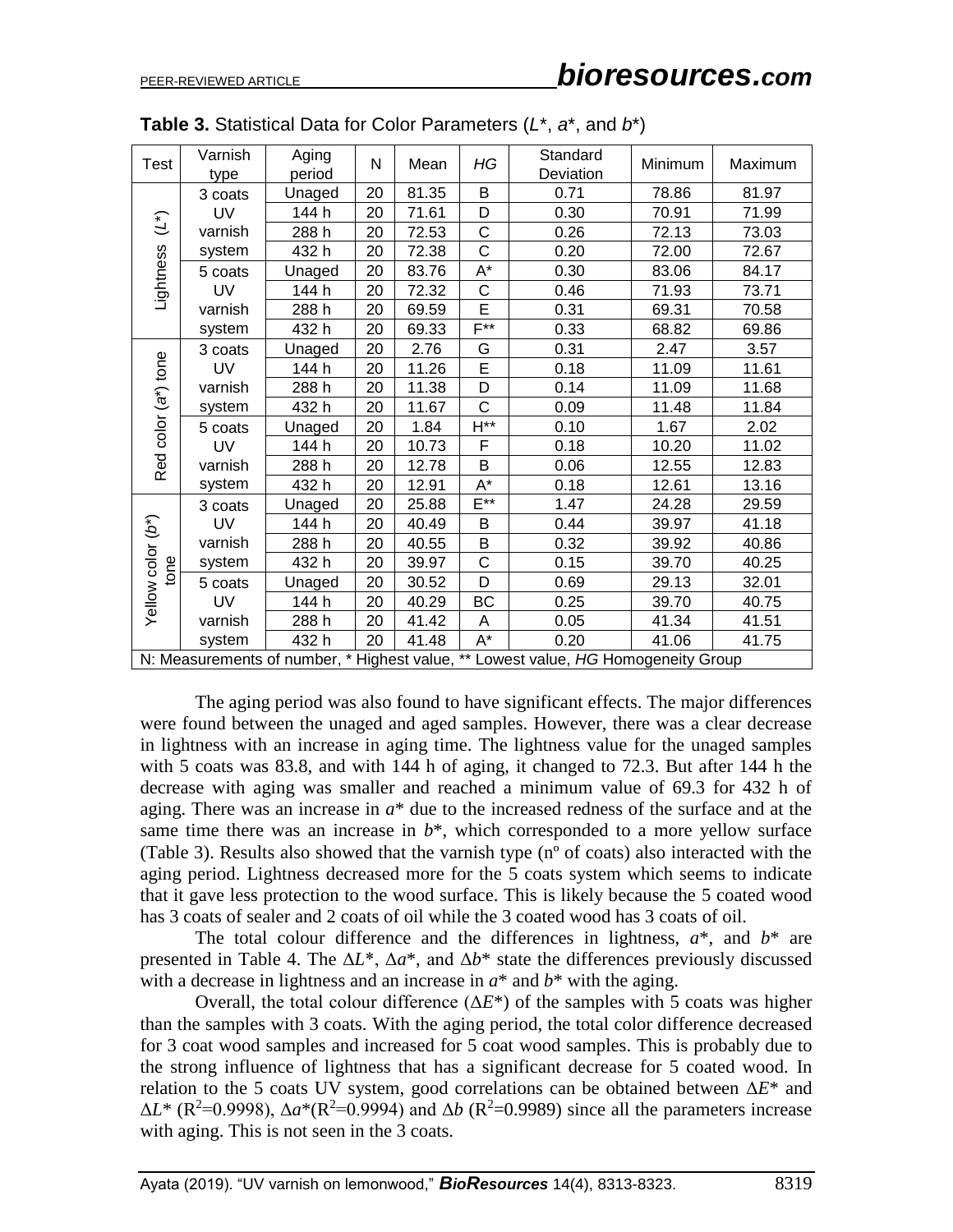**Table 3.** Statistical Data for Color Parameters ($L^*$, $a^*$, and $b^*$)

| Test | Varnish type | Aging period | N | Mean | *HG* | Standard Deviation | Minimum | Maximum |
|---|---|---|---|---|---|---|---|---|
| Lightness ($L^*$) | 3 coats UV varnish system | Unaged | 20 | 81.35 | B | 0.71 | 78.86 | 81.97 |
| | | 144 h | 20 | 71.61 | D | 0.30 | 70.91 | 71.99 |
| | | 288 h | 20 | 72.53 | C | 0.26 | 72.13 | 73.03 |
| | | 432 h | 20 | 72.38 | C | 0.20 | 72.00 | 72.67 |
| | 5 coats UV varnish system | Unaged | 20 | 83.76 | A* | 0.30 | 83.06 | 84.17 |
| | | 144 h | 20 | 72.32 | C | 0.46 | 71.93 | 73.71 |
| | | 288 h | 20 | 69.59 | E | 0.31 | 69.31 | 70.58 |
| | | 432 h | 20 | 69.33 | F** | 0.33 | 68.82 | 69.86 |
| Red color ($a^*$) tone | 3 coats UV varnish system | Unaged | 20 | 2.76 | G | 0.31 | 2.47 | 3.57 |
| | | 144 h | 20 | 11.26 | E | 0.18 | 11.09 | 11.61 |
| | | 288 h | 20 | 11.38 | D | 0.14 | 11.09 | 11.68 |
| | | 432 h | 20 | 11.67 | C | 0.09 | 11.48 | 11.84 |
| | 5 coats UV varnish system | Unaged | 20 | 1.84 | H** | 0.10 | 1.67 | 2.02 |
| | | 144 h | 20 | 10.73 | F | 0.18 | 10.20 | 11.02 |
| | | 288 h | 20 | 12.78 | B | 0.06 | 12.55 | 12.83 |
| | | 432 h | 20 | 12.91 | A* | 0.18 | 12.61 | 13.16 |
| Yellow color ($b^*$) tone | 3 coats UV varnish system | Unaged | 20 | 25.88 | E** | 1.47 | 24.28 | 29.59 |
| | | 144 h | 20 | 40.49 | B | 0.44 | 39.97 | 41.18 |
| | | 288 h | 20 | 40.55 | B | 0.32 | 39.92 | 40.86 |
| | | 432 h | 20 | 39.97 | C | 0.15 | 39.70 | 40.25 |
| | 5 coats UV varnish system | Unaged | 20 | 30.52 | D | 0.69 | 29.13 | 32.01 |
| | | 144 h | 20 | 40.29 | BC | 0.25 | 39.70 | 40.75 |
| | | 288 h | 20 | 41.42 | A | 0.05 | 41.34 | 41.51 |
| | | 432 h | 20 | 41.48 | A* | 0.20 | 41.06 | 41.75 |

N: Measurements of number, * Highest value, ** Lowest value, *HG* Homogeneity Group

The aging period was also found to have significant effects. The major differences were found between the unaged and aged samples. However, there was a clear decrease in lightness with an increase in aging time. The lightness value for the unaged samples with 5 coats was 83.8, and with 144 h of aging, it changed to 72.3. But after 144 h the decrease with aging was smaller and reached a minimum value of 69.3 for 432 h of aging. There was an increase in $a^*$ due to the increased redness of the surface and at the same time there was an increase in $b^*$, which corresponded to a more yellow surface (Table 3). Results also showed that the varnish type (nº of coats) also interacted with the aging period. Lightness decreased more for the 5 coats system which seems to indicate that it gave less protection to the wood surface. This is likely because the 5 coated wood has 3 coats of sealer and 2 coats of oil while the 3 coated wood has 3 coats of oil.

The total colour difference and the differences in lightness, $a^*$, and $b^*$ are presented in Table 4. The $\Delta L^*$, $\Delta a^*$, and $\Delta b^*$ state the differences previously discussed with a decrease in lightness and an increase in $a^*$ and $b^*$ with the aging.

Overall, the total colour difference ($\Delta E^*$) of the samples with 5 coats was higher than the samples with 3 coats. With the aging period, the total color difference decreased for 3 coat wood samples and increased for 5 coat wood samples. This is probably due to the strong influence of lightness that has a significant decrease for 5 coated wood. In relation to the 5 coats UV system, good correlations can be obtained between $\Delta E^*$ and $\Delta L^*$ ($R^2$=0.9998), $\Delta a^*$($R^2$=0.9994) and $\Delta b$ ($R^2$=0.9989) since all the parameters increase with aging. This is not seen in the 3 coats.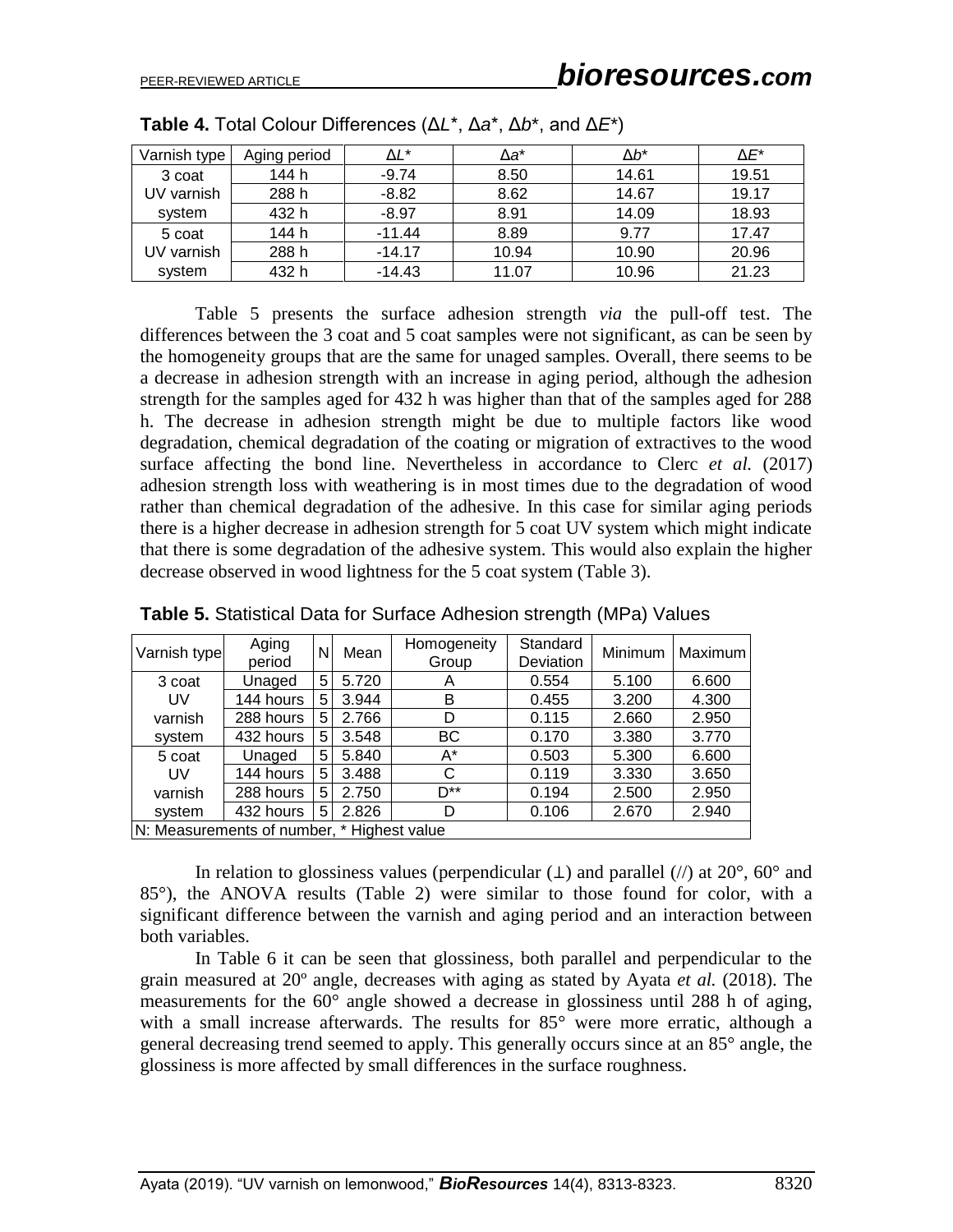**Table 4.** Total Colour Differences (Δ$L^*$, Δ$a^*$, Δ$b^*$, and Δ$E^*$)

| Varnish type | Aging period | Δ$L^*$ | Δ$a^*$ | Δ$b^*$ | Δ$E^*$ |
|---|---|---|---|---|---|
| 3 coat UV varnish system | 144 h | -9.74 | 8.50 | 14.61 | 19.51 |
| | 288 h | -8.82 | 8.62 | 14.67 | 19.17 |
| | 432 h | -8.97 | 8.91 | 14.09 | 18.93 |
| 5 coat UV varnish system | 144 h | -11.44 | 8.89 | 9.77 | 17.47 |
| | 288 h | -14.17 | 10.94 | 10.90 | 20.96 |
| | 432 h | -14.43 | 11.07 | 10.96 | 21.23 |

Table 5 presents the surface adhesion strength *via* the pull-off test. The differences between the 3 coat and 5 coat samples were not significant, as can be seen by the homogeneity groups that are the same for unaged samples. Overall, there seems to be a decrease in adhesion strength with an increase in aging period, although the adhesion strength for the samples aged for 432 h was higher than that of the samples aged for 288 h. The decrease in adhesion strength might be due to multiple factors like wood degradation, chemical degradation of the coating or migration of extractives to the wood surface affecting the bond line. Nevertheless in accordance to Clerc *et al.* (2017) adhesion strength loss with weathering is in most times due to the degradation of wood rather than chemical degradation of the adhesive. In this case for similar aging periods there is a higher decrease in adhesion strength for 5 coat UV system which might indicate that there is some degradation of the adhesive system. This would also explain the higher decrease observed in wood lightness for the 5 coat system (Table 3).

**Table 5.** Statistical Data for Surface Adhesion strength (MPa) Values

| Varnish type | Aging period | N | Mean | Homogeneity Group | Standard Deviation | Minimum | Maximum |
|---|---|---|---|---|---|---|---|
| 3 coat UV varnish system | Unaged | 5 | 5.720 | A | 0.554 | 5.100 | 6.600 |
| | 144 hours | 5 | 3.944 | B | 0.455 | 3.200 | 4.300 |
| | 288 hours | 5 | 2.766 | D | 0.115 | 2.660 | 2.950 |
| | 432 hours | 5 | 3.548 | BC | 0.170 | 3.380 | 3.770 |
| 5 coat UV varnish system | Unaged | 5 | 5.840 | A* | 0.503 | 5.300 | 6.600 |
| | 144 hours | 5 | 3.488 | C | 0.119 | 3.330 | 3.650 |
| | 288 hours | 5 | 2.750 | D** | 0.194 | 2.500 | 2.950 |
| | 432 hours | 5 | 2.826 | D | 0.106 | 2.670 | 2.940 |

N: Measurements of number, * Highest value

In relation to glossiness values (perpendicular (⊥) and parallel (//) at 20°, 60° and 85°), the ANOVA results (Table 2) were similar to those found for color, with a significant difference between the varnish and aging period and an interaction between both variables.

In Table 6 it can be seen that glossiness, both parallel and perpendicular to the grain measured at 20º angle, decreases with aging as stated by Ayata *et al.* (2018). The measurements for the 60° angle showed a decrease in glossiness until 288 h of aging, with a small increase afterwards. The results for 85° were more erratic, although a general decreasing trend seemed to apply. This generally occurs since at an 85° angle, the glossiness is more affected by small differences in the surface roughness.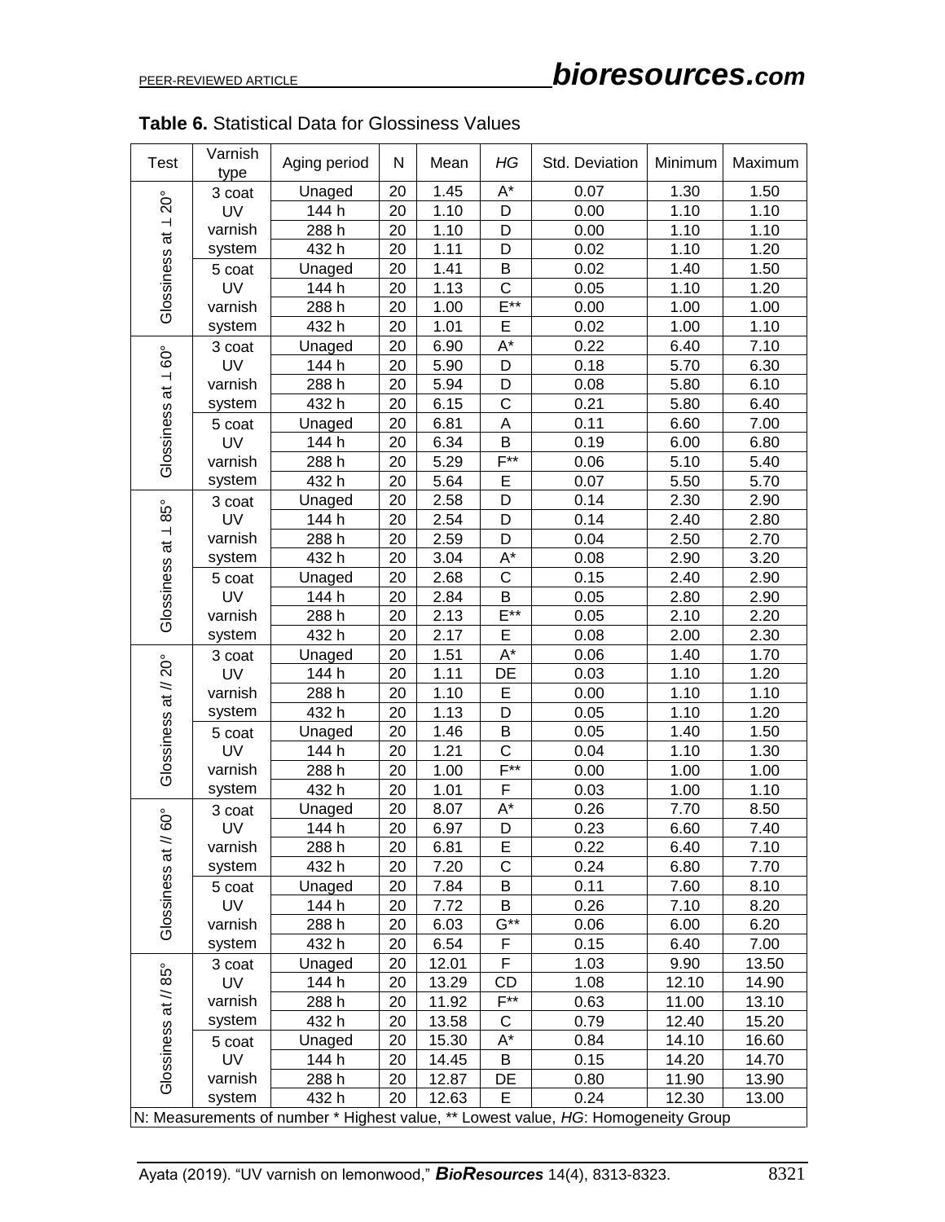**Table 6.** Statistical Data for Glossiness Values

| Test | Varnish type | Aging period | N | Mean | *HG* | Std. Deviation | Minimum | Maximum |
|---|---|---|---|---|---|---|---|---|
| Glossiness at ⊥ 20° | 3 coat UV varnish system | Unaged | 20 | 1.45 | A* | 0.07 | 1.30 | 1.50 |
| | | 144 h | 20 | 1.10 | D | 0.00 | 1.10 | 1.10 |
| | | 288 h | 20 | 1.10 | D | 0.00 | 1.10 | 1.10 |
| | | 432 h | 20 | 1.11 | D | 0.02 | 1.10 | 1.20 |
| | 5 coat UV varnish system | Unaged | 20 | 1.41 | B | 0.02 | 1.40 | 1.50 |
| | | 144 h | 20 | 1.13 | C | 0.05 | 1.10 | 1.20 |
| | | 288 h | 20 | 1.00 | E** | 0.00 | 1.00 | 1.00 |
| | | 432 h | 20 | 1.01 | E | 0.02 | 1.00 | 1.10 |
| Glossiness at ⊥ 60° | 3 coat UV varnish system | Unaged | 20 | 6.90 | A* | 0.22 | 6.40 | 7.10 |
| | | 144 h | 20 | 5.90 | D | 0.18 | 5.70 | 6.30 |
| | | 288 h | 20 | 5.94 | D | 0.08 | 5.80 | 6.10 |
| | | 432 h | 20 | 6.15 | C | 0.21 | 5.80 | 6.40 |
| | 5 coat UV varnish system | Unaged | 20 | 6.81 | A | 0.11 | 6.60 | 7.00 |
| | | 144 h | 20 | 6.34 | B | 0.19 | 6.00 | 6.80 |
| | | 288 h | 20 | 5.29 | F** | 0.06 | 5.10 | 5.40 |
| | | 432 h | 20 | 5.64 | E | 0.07 | 5.50 | 5.70 |
| Glossiness at ⊥ 85° | 3 coat UV varnish system | Unaged | 20 | 2.58 | D | 0.14 | 2.30 | 2.90 |
| | | 144 h | 20 | 2.54 | D | 0.14 | 2.40 | 2.80 |
| | | 288 h | 20 | 2.59 | D | 0.04 | 2.50 | 2.70 |
| | | 432 h | 20 | 3.04 | A* | 0.08 | 2.90 | 3.20 |
| | 5 coat UV varnish system | Unaged | 20 | 2.68 | C | 0.15 | 2.40 | 2.90 |
| | | 144 h | 20 | 2.84 | B | 0.05 | 2.80 | 2.90 |
| | | 288 h | 20 | 2.13 | E** | 0.05 | 2.10 | 2.20 |
| | | 432 h | 20 | 2.17 | E | 0.08 | 2.00 | 2.30 |
| Glossiness at // 20° | 3 coat UV varnish system | Unaged | 20 | 1.51 | A* | 0.06 | 1.40 | 1.70 |
| | | 144 h | 20 | 1.11 | DE | 0.03 | 1.10 | 1.20 |
| | | 288 h | 20 | 1.10 | E | 0.00 | 1.10 | 1.10 |
| | | 432 h | 20 | 1.13 | D | 0.05 | 1.10 | 1.20 |
| | 5 coat UV varnish system | Unaged | 20 | 1.46 | B | 0.05 | 1.40 | 1.50 |
| | | 144 h | 20 | 1.21 | C | 0.04 | 1.10 | 1.30 |
| | | 288 h | 20 | 1.00 | F** | 0.00 | 1.00 | 1.00 |
| | | 432 h | 20 | 1.01 | F | 0.03 | 1.00 | 1.10 |
| Glossiness at // 60° | 3 coat UV varnish system | Unaged | 20 | 8.07 | A* | 0.26 | 7.70 | 8.50 |
| | | 144 h | 20 | 6.97 | D | 0.23 | 6.60 | 7.40 |
| | | 288 h | 20 | 6.81 | E | 0.22 | 6.40 | 7.10 |
| | | 432 h | 20 | 7.20 | C | 0.24 | 6.80 | 7.70 |
| | 5 coat UV varnish system | Unaged | 20 | 7.84 | B | 0.11 | 7.60 | 8.10 |
| | | 144 h | 20 | 7.72 | B | 0.26 | 7.10 | 8.20 |
| | | 288 h | 20 | 6.03 | G** | 0.06 | 6.00 | 6.20 |
| | | 432 h | 20 | 6.54 | F | 0.15 | 6.40 | 7.00 |
| Glossiness at // 85° | 3 coat UV varnish system | Unaged | 20 | 12.01 | F | 1.03 | 9.90 | 13.50 |
| | | 144 h | 20 | 13.29 | CD | 1.08 | 12.10 | 14.90 |
| | | 288 h | 20 | 11.92 | F** | 0.63 | 11.00 | 13.10 |
| | | 432 h | 20 | 13.58 | C | 0.79 | 12.40 | 15.20 |
| | 5 coat UV varnish system | Unaged | 20 | 15.30 | A* | 0.84 | 14.10 | 16.60 |
| | | 144 h | 20 | 14.45 | B | 0.15 | 14.20 | 14.70 |
| | | 288 h | 20 | 12.87 | DE | 0.80 | 11.90 | 13.90 |
| | | 432 h | 20 | 12.63 | E | 0.24 | 12.30 | 13.00 |

N: Measurements of number * Highest value, ** Lowest value, *HG*: Homogeneity Group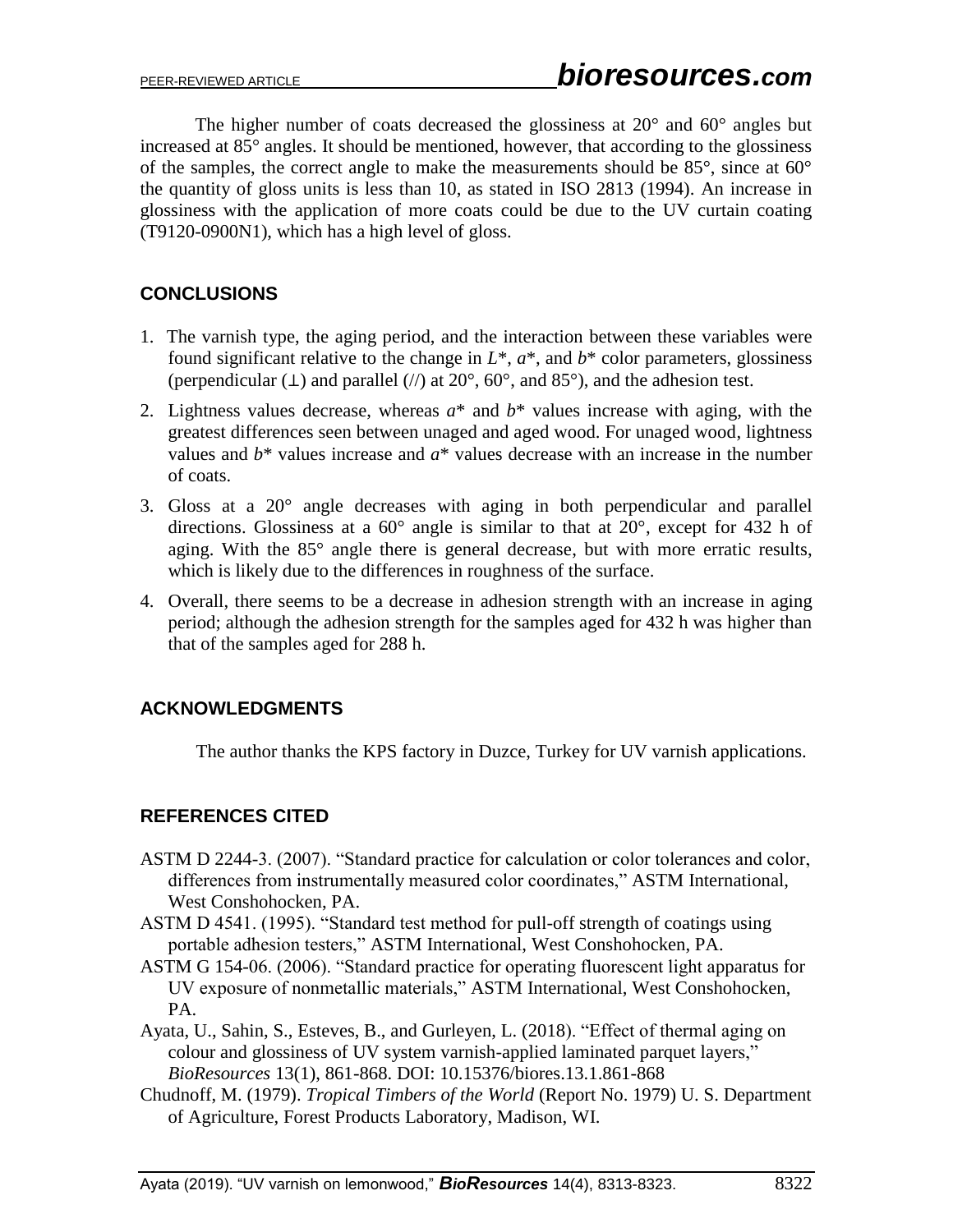The higher number of coats decreased the glossiness at 20° and 60° angles but increased at 85° angles. It should be mentioned, however, that according to the glossiness of the samples, the correct angle to make the measurements should be 85°, since at 60° the quantity of gloss units is less than 10, as stated in ISO 2813 (1994). An increase in glossiness with the application of more coats could be due to the UV curtain coating (T9120-0900N1), which has a high level of gloss.

## CONCLUSIONS

1. The varnish type, the aging period, and the interaction between these variables were found significant relative to the change in $L^*$, $a^*$, and $b^*$ color parameters, glossiness (perpendicular (⊥) and parallel (//) at 20°, 60°, and 85°), and the adhesion test.
2. Lightness values decrease, whereas $a^*$ and $b^*$ values increase with aging, with the greatest differences seen between unaged and aged wood. For unaged wood, lightness values and $b^*$ values increase and $a^*$ values decrease with an increase in the number of coats.
3. Gloss at a 20° angle decreases with aging in both perpendicular and parallel directions. Glossiness at a 60° angle is similar to that at 20°, except for 432 h of aging. With the 85° angle there is general decrease, but with more erratic results, which is likely due to the differences in roughness of the surface.
4. Overall, there seems to be a decrease in adhesion strength with an increase in aging period; although the adhesion strength for the samples aged for 432 h was higher than that of the samples aged for 288 h.

## ACKNOWLEDGMENTS

The author thanks the KPS factory in Duzce, Turkey for UV varnish applications.

## REFERENCES CITED

ASTM D 2244-3. (2007). "Standard practice for calculation or color tolerances and color, differences from instrumentally measured color coordinates," ASTM International, West Conshohocken, PA.

ASTM D 4541. (1995). "Standard test method for pull-off strength of coatings using portable adhesion testers," ASTM International, West Conshohocken, PA.

ASTM G 154-06. (2006). "Standard practice for operating fluorescent light apparatus for UV exposure of nonmetallic materials," ASTM International, West Conshohocken, PA.

Ayata, U., Sahin, S., Esteves, B., and Gurleyen, L. (2018). "Effect of thermal aging on colour and glossiness of UV system varnish-applied laminated parquet layers," *BioResources* 13(1), 861-868. DOI: 10.15376/biores.13.1.861-868

Chudnoff, M. (1979). *Tropical Timbers of the World* (Report No. 1979) U. S. Department of Agriculture, Forest Products Laboratory, Madison, WI.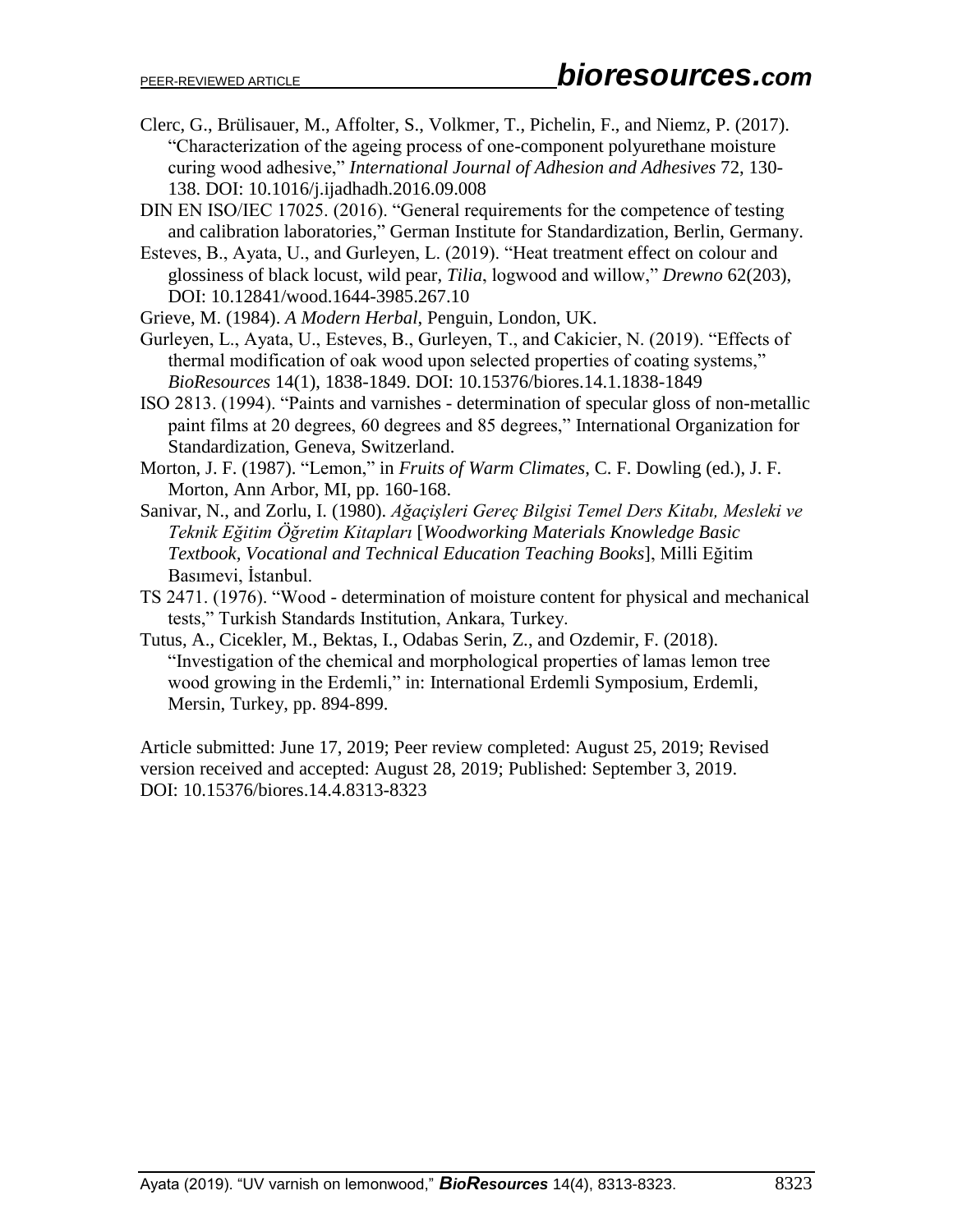Clerc, G., Brülisauer, M., Affolter, S., Volkmer, T., Pichelin, F., and Niemz, P. (2017). "Characterization of the ageing process of one-component polyurethane moisture curing wood adhesive," *International Journal of Adhesion and Adhesives* 72, 130-138. DOI: 10.1016/j.ijadhadh.2016.09.008

DIN EN ISO/IEC 17025. (2016). "General requirements for the competence of testing and calibration laboratories," German Institute for Standardization, Berlin, Germany.

Esteves, B., Ayata, U., and Gurleyen, L. (2019). "Heat treatment effect on colour and glossiness of black locust, wild pear, *Tilia*, logwood and willow," *Drewno* 62(203), DOI: 10.12841/wood.1644-3985.267.10

Grieve, M. (1984). *A Modern Herbal*, Penguin, London, UK.

Gurleyen, L., Ayata, U., Esteves, B., Gurleyen, T., and Cakicier, N. (2019). "Effects of thermal modification of oak wood upon selected properties of coating systems," *BioResources* 14(1), 1838-1849. DOI: 10.15376/biores.14.1.1838-1849

ISO 2813. (1994). "Paints and varnishes - determination of specular gloss of non-metallic paint films at 20 degrees, 60 degrees and 85 degrees," International Organization for Standardization, Geneva, Switzerland.

Morton, J. F. (1987). "Lemon," in *Fruits of Warm Climates*, C. F. Dowling (ed.), J. F. Morton, Ann Arbor, MI, pp. 160-168.

Sanivar, N., and Zorlu, I. (1980). *Ağaçişleri Gereç Bilgisi Temel Ders Kitabı, Mesleki ve Teknik Eğitim Öğretim Kitapları* [*Woodworking Materials Knowledge Basic Textbook, Vocational and Technical Education Teaching Books*], Milli Eğitim Basımevi, İstanbul.

TS 2471. (1976). "Wood - determination of moisture content for physical and mechanical tests," Turkish Standards Institution, Ankara, Turkey.

Tutus, A., Cicekler, M., Bektas, I., Odabas Serin, Z., and Ozdemir, F. (2018). "Investigation of the chemical and morphological properties of lamas lemon tree wood growing in the Erdemli," in: International Erdemli Symposium, Erdemli, Mersin, Turkey, pp. 894-899.

Article submitted: June 17, 2019; Peer review completed: August 25, 2019; Revised version received and accepted: August 28, 2019; Published: September 3, 2019.
DOI: 10.15376/biores.14.4.8313-8323